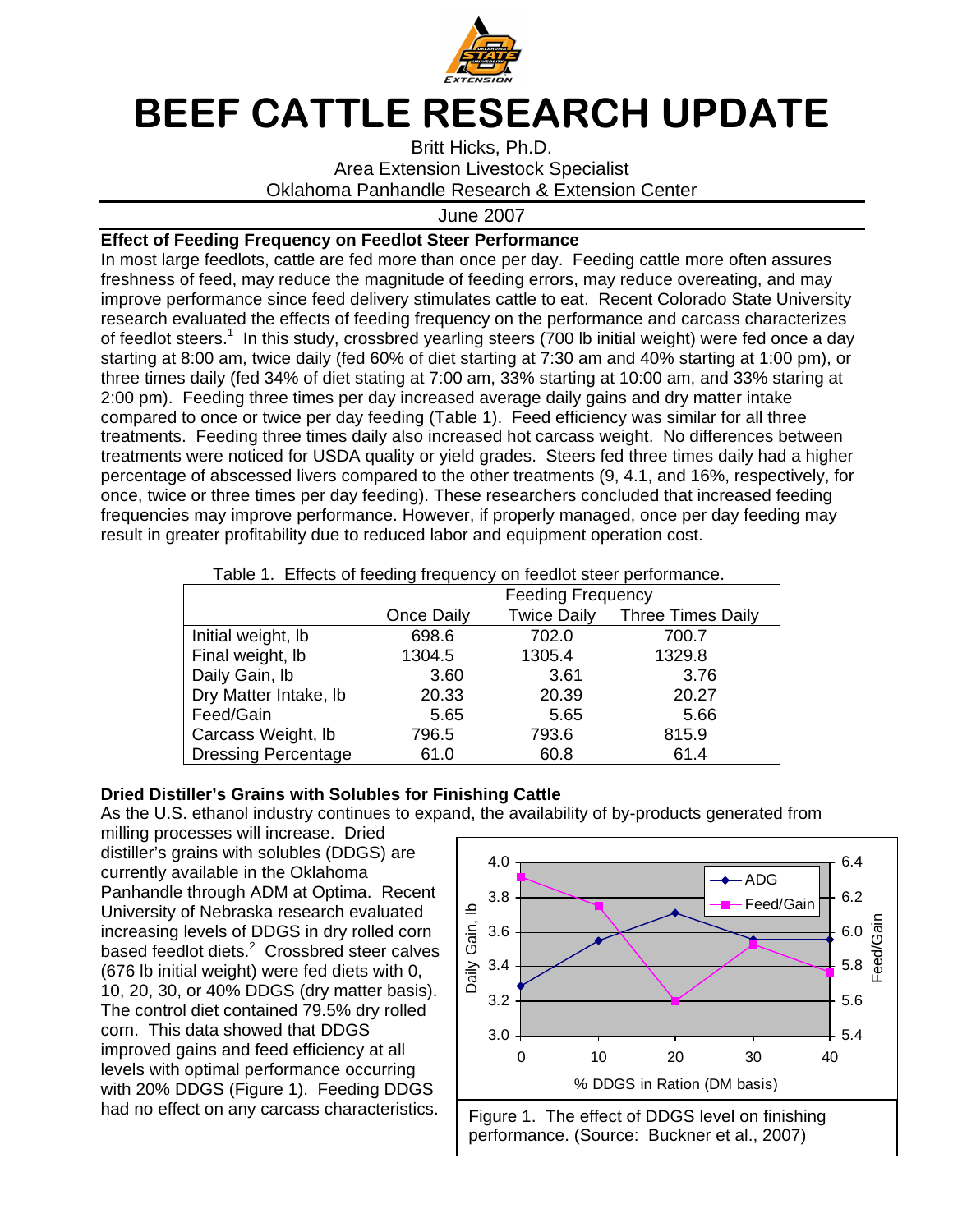# BEEF CATTLE RESEARCH UPDATE

Britt Hicks, Ph.D.
Area Extension Livestock Specialist
Oklahoma Panhandle Research & Extension Center

June 2007

### Effect of Feeding Frequency on Feedlot Steer Performance

In most large feedlots, cattle are fed more than once per day. Feeding cattle more often assures freshness of feed, may reduce the magnitude of feeding errors, may reduce overeating, and may improve performance since feed delivery stimulates cattle to eat. Recent Colorado State University research evaluated the effects of feeding frequency on the performance and carcass characterizes of feedlot steers.[1] In this study, crossbred yearling steers (700 lb initial weight) were fed once a day starting at 8:00 am, twice daily (fed 60% of diet starting at 7:30 am and 40% starting at 1:00 pm), or three times daily (fed 34% of diet stating at 7:00 am, 33% starting at 10:00 am, and 33% staring at 2:00 pm). Feeding three times per day increased average daily gains and dry matter intake compared to once or twice per day feeding (Table 1). Feed efficiency was similar for all three treatments. Feeding three times daily also increased hot carcass weight. No differences between treatments were noticed for USDA quality or yield grades. Steers fed three times daily had a higher percentage of abscessed livers compared to the other treatments (9, 4.1, and 16%, respectively, for once, twice or three times per day feeding). These researchers concluded that increased feeding frequencies may improve performance. However, if properly managed, once per day feeding may result in greater profitability due to reduced labor and equipment operation cost.

Table 1. Effects of feeding frequency on feedlot steer performance.

| | Feeding Frequency | | |
|---|---|---|---|
| | Once Daily | Twice Daily | Three Times Daily |
| Initial weight, lb | 698.6 | 702.0 | 700.7 |
| Final weight, lb | 1304.5 | 1305.4 | 1329.8 |
| Daily Gain, lb | 3.60 | 3.61 | 3.76 |
| Dry Matter Intake, lb | 20.33 | 20.39 | 20.27 |
| Feed/Gain | 5.65 | 5.65 | 5.66 |
| Carcass Weight, lb | 796.5 | 793.6 | 815.9 |
| Dressing Percentage | 61.0 | 60.8 | 61.4 |

### Dried Distiller's Grains with Solubles for Finishing Cattle

As the U.S. ethanol industry continues to expand, the availability of by-products generated from milling processes will increase. Dried distiller's grains with solubles (DDGS) are currently available in the Oklahoma Panhandle through ADM at Optima. Recent University of Nebraska research evaluated increasing levels of DDGS in dry rolled corn based feedlot diets.[2] Crossbred steer calves (676 lb initial weight) were fed diets with 0, 10, 20, 30, or 40% DDGS (dry matter basis). The control diet contained 79.5% dry rolled corn. This data showed that DDGS improved gains and feed efficiency at all levels with optimal performance occurring with 20% DDGS (Figure 1). Feeding DDGS had no effect on any carcass characteristics.

Figure 1. The effect of DDGS level on finishing performance. (Source: Buckner et al., 2007)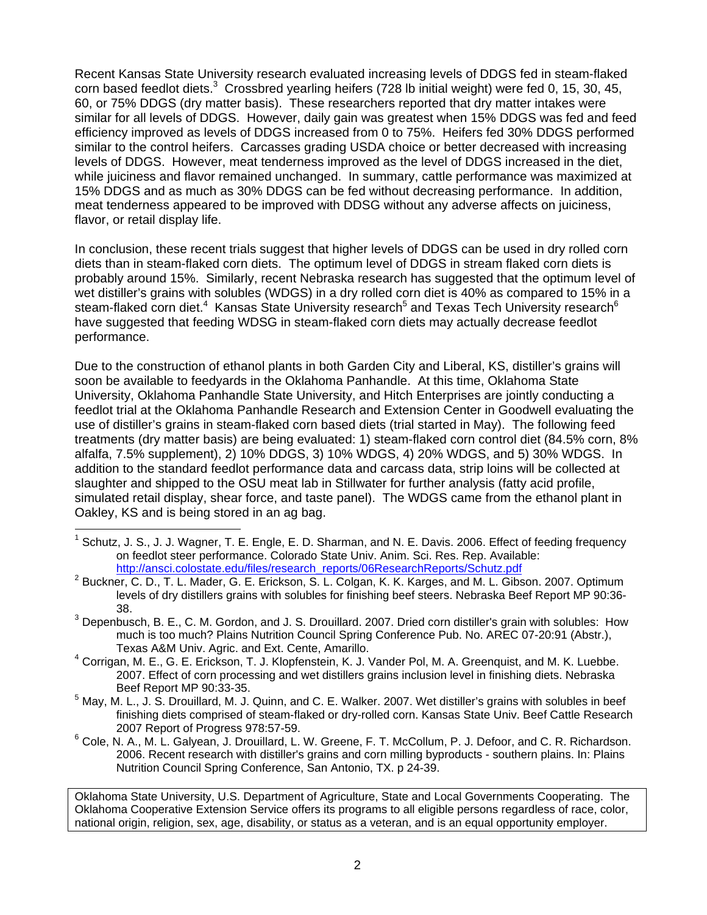Recent Kansas State University research evaluated increasing levels of DDGS fed in steam-flaked corn based feedlot diets.[3] Crossbred yearling heifers (728 lb initial weight) were fed 0, 15, 30, 45, 60, or 75% DDGS (dry matter basis). These researchers reported that dry matter intakes were similar for all levels of DDGS. However, daily gain was greatest when 15% DDGS was fed and feed efficiency improved as levels of DDGS increased from 0 to 75%. Heifers fed 30% DDGS performed similar to the control heifers. Carcasses grading USDA choice or better decreased with increasing levels of DDGS. However, meat tenderness improved as the level of DDGS increased in the diet, while juiciness and flavor remained unchanged. In summary, cattle performance was maximized at 15% DDGS and as much as 30% DDGS can be fed without decreasing performance. In addition, meat tenderness appeared to be improved with DDSG without any adverse affects on juiciness, flavor, or retail display life.

In conclusion, these recent trials suggest that higher levels of DDGS can be used in dry rolled corn diets than in steam-flaked corn diets. The optimum level of DDGS in stream flaked corn diets is probably around 15%. Similarly, recent Nebraska research has suggested that the optimum level of wet distiller's grains with solubles (WDGS) in a dry rolled corn diet is 40% as compared to 15% in a steam-flaked corn diet.[4] Kansas State University research[5] and Texas Tech University research[6] have suggested that feeding WDSG in steam-flaked corn diets may actually decrease feedlot performance.

Due to the construction of ethanol plants in both Garden City and Liberal, KS, distiller's grains will soon be available to feedyards in the Oklahoma Panhandle. At this time, Oklahoma State University, Oklahoma Panhandle State University, and Hitch Enterprises are jointly conducting a feedlot trial at the Oklahoma Panhandle Research and Extension Center in Goodwell evaluating the use of distiller's grains in steam-flaked corn based diets (trial started in May). The following feed treatments (dry matter basis) are being evaluated: 1) steam-flaked corn control diet (84.5% corn, 8% alfalfa, 7.5% supplement), 2) 10% DDGS, 3) 10% WDGS, 4) 20% WDGS, and 5) 30% WDGS. In addition to the standard feedlot performance data and carcass data, strip loins will be collected at slaughter and shipped to the OSU meat lab in Stillwater for further analysis (fatty acid profile, simulated retail display, shear force, and taste panel). The WDGS came from the ethanol plant in Oakley, KS and is being stored in an ag bag.

---

[1] Schutz, J. S., J. J. Wagner, T. E. Engle, E. D. Sharman, and N. E. Davis. 2006. Effect of feeding frequency on feedlot steer performance. Colorado State Univ. Anim. Sci. Res. Rep. Available: http://ansci.colostate.edu/files/research_reports/06ResearchReports/Schutz.pdf

[2] Buckner, C. D., T. L. Mader, G. E. Erickson, S. L. Colgan, K. K. Karges, and M. L. Gibson. 2007. Optimum levels of dry distillers grains with solubles for finishing beef steers. Nebraska Beef Report MP 90:36-38.

[3] Depenbusch, B. E., C. M. Gordon, and J. S. Drouillard. 2007. Dried corn distiller's grain with solubles: How much is too much? Plains Nutrition Council Spring Conference Pub. No. AREC 07-20:91 (Abstr.), Texas A&M Univ. Agric. and Ext. Cente, Amarillo.

[4] Corrigan, M. E., G. E. Erickson, T. J. Klopfenstein, K. J. Vander Pol, M. A. Greenquist, and M. K. Luebbe. 2007. Effect of corn processing and wet distillers grains inclusion level in finishing diets. Nebraska Beef Report MP 90:33-35.

[5] May, M. L., J. S. Drouillard, M. J. Quinn, and C. E. Walker. 2007. Wet distiller's grains with solubles in beef finishing diets comprised of steam-flaked or dry-rolled corn. Kansas State Univ. Beef Cattle Research 2007 Report of Progress 978:57-59.

[6] Cole, N. A., M. L. Galyean, J. Drouillard, L. W. Greene, F. T. McCollum, P. J. Defoor, and C. R. Richardson. 2006. Recent research with distiller's grains and corn milling byproducts - southern plains. In: Plains Nutrition Council Spring Conference, San Antonio, TX. p 24-39.

Oklahoma State University, U.S. Department of Agriculture, State and Local Governments Cooperating. The Oklahoma Cooperative Extension Service offers its programs to all eligible persons regardless of race, color, national origin, religion, sex, age, disability, or status as a veteran, and is an equal opportunity employer.